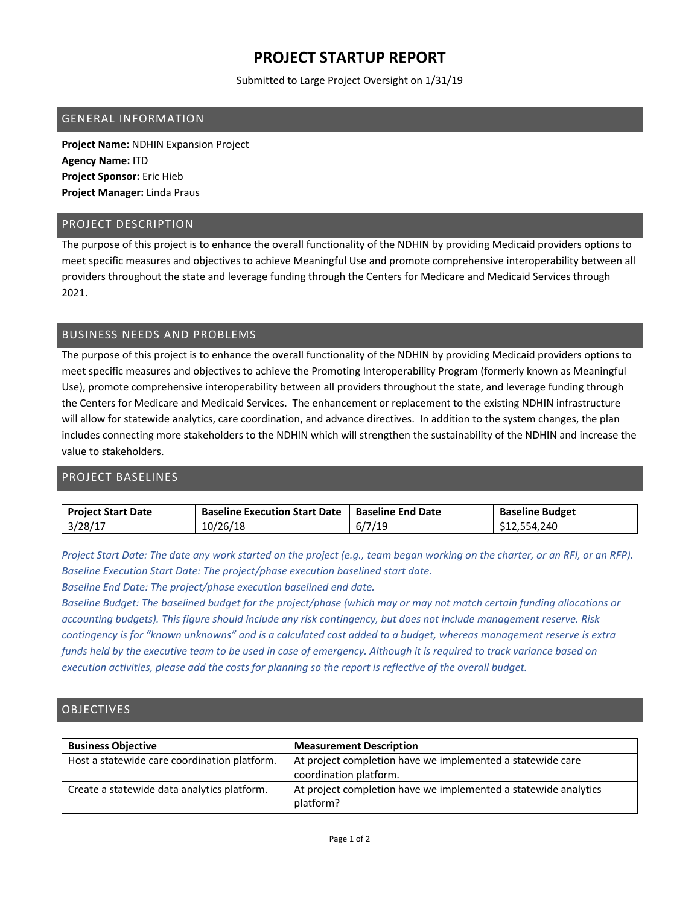# PROJECT STARTUP REPORT

Submitted to Large Project Oversight on 1/31/19

## GENERAL INFORMATION

**Project Name:** NDHIN Expansion Project
**Agency Name:** ITD
**Project Sponsor:** Eric Hieb
**Project Manager:** Linda Praus

## PROJECT DESCRIPTION

The purpose of this project is to enhance the overall functionality of the NDHIN by providing Medicaid providers options to meet specific measures and objectives to achieve Meaningful Use and promote comprehensive interoperability between all providers throughout the state and leverage funding through the Centers for Medicare and Medicaid Services through 2021.

## BUSINESS NEEDS AND PROBLEMS

The purpose of this project is to enhance the overall functionality of the NDHIN by providing Medicaid providers options to meet specific measures and objectives to achieve the Promoting Interoperability Program (formerly known as Meaningful Use), promote comprehensive interoperability between all providers throughout the state, and leverage funding through the Centers for Medicare and Medicaid Services. The enhancement or replacement to the existing NDHIN infrastructure will allow for statewide analytics, care coordination, and advance directives. In addition to the system changes, the plan includes connecting more stakeholders to the NDHIN which will strengthen the sustainability of the NDHIN and increase the value to stakeholders.

## PROJECT BASELINES

| Project Start Date | Baseline Execution Start Date | Baseline End Date | Baseline Budget |
|---|---|---|---|
| 3/28/17 | 10/26/18 | 6/7/19 | $12,554,240 |

*Project Start Date: The date any work started on the project (e.g., team began working on the charter, or an RFI, or an RFP).*
*Baseline Execution Start Date: The project/phase execution baselined start date.*
*Baseline End Date: The project/phase execution baselined end date.*
*Baseline Budget: The baselined budget for the project/phase (which may or may not match certain funding allocations or accounting budgets). This figure should include any risk contingency, but does not include management reserve. Risk contingency is for "known unknowns" and is a calculated cost added to a budget, whereas management reserve is extra funds held by the executive team to be used in case of emergency. Although it is required to track variance based on execution activities, please add the costs for planning so the report is reflective of the overall budget.*

## OBJECTIVES

| Business Objective | Measurement Description |
|---|---|
| Host a statewide care coordination platform. | At project completion have we implemented a statewide care coordination platform. |
| Create a statewide data analytics platform. | At project completion have we implemented a statewide analytics platform? |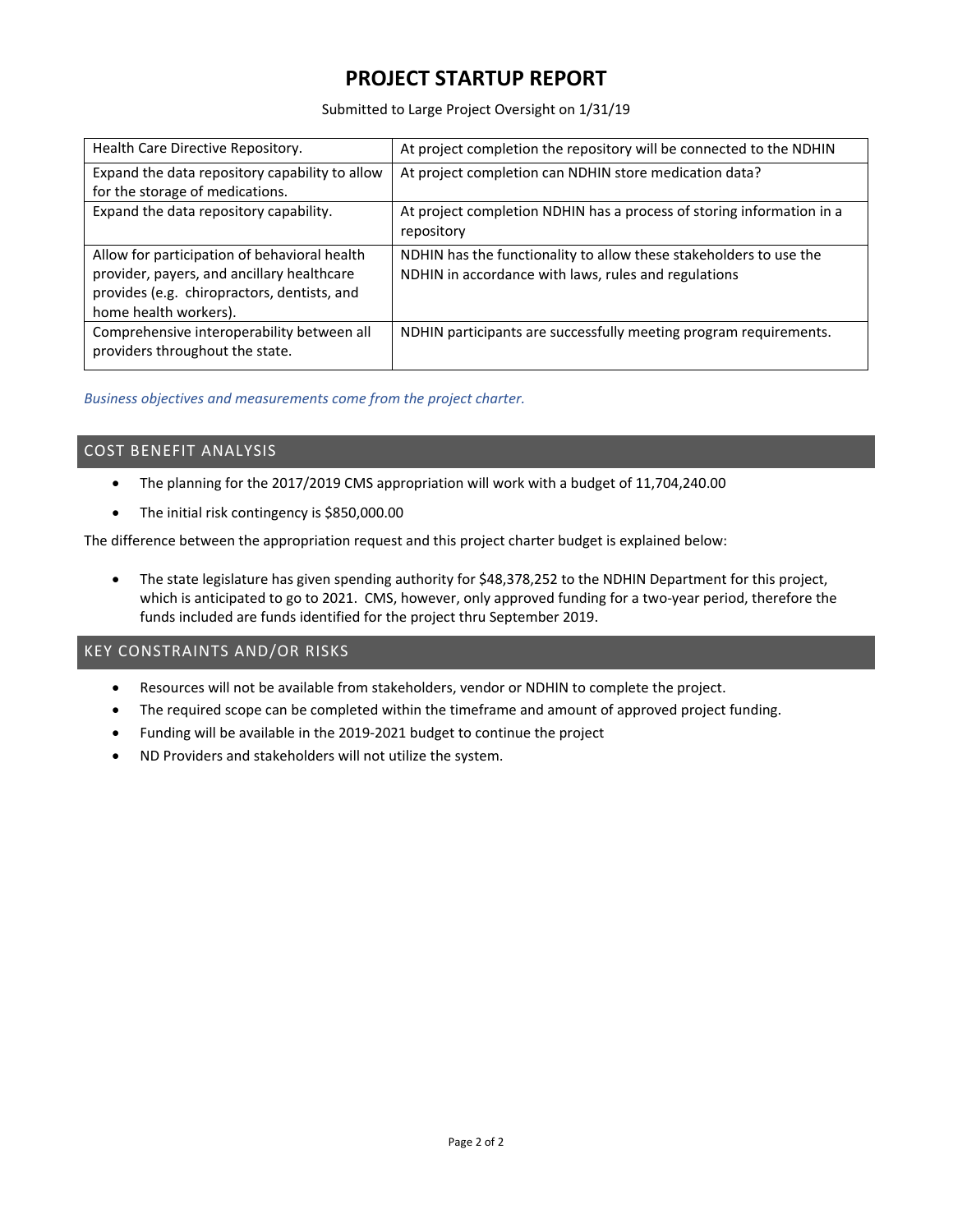# PROJECT STARTUP REPORT

Submitted to Large Project Oversight on 1/31/19

| | |
|---|---|
| Health Care Directive Repository. | At project completion the repository will be connected to the NDHIN |
| Expand the data repository capability to allow for the storage of medications. | At project completion can NDHIN store medication data? |
| Expand the data repository capability. | At project completion NDHIN has a process of storing information in a repository |
| Allow for participation of behavioral health provider, payers, and ancillary healthcare provides (e.g. chiropractors, dentists, and home health workers). | NDHIN has the functionality to allow these stakeholders to use the NDHIN in accordance with laws, rules and regulations |
| Comprehensive interoperability between all providers throughout the state. | NDHIN participants are successfully meeting program requirements. |

*Business objectives and measurements come from the project charter.*

## COST BENEFIT ANALYSIS

- The planning for the 2017/2019 CMS appropriation will work with a budget of 11,704,240.00
- The initial risk contingency is $850,000.00

The difference between the appropriation request and this project charter budget is explained below:

- The state legislature has given spending authority for $48,378,252 to the NDHIN Department for this project, which is anticipated to go to 2021. CMS, however, only approved funding for a two-year period, therefore the funds included are funds identified for the project thru September 2019.

## KEY CONSTRAINTS AND/OR RISKS

- Resources will not be available from stakeholders, vendor or NDHIN to complete the project.
- The required scope can be completed within the timeframe and amount of approved project funding.
- Funding will be available in the 2019-2021 budget to continue the project
- ND Providers and stakeholders will not utilize the system.